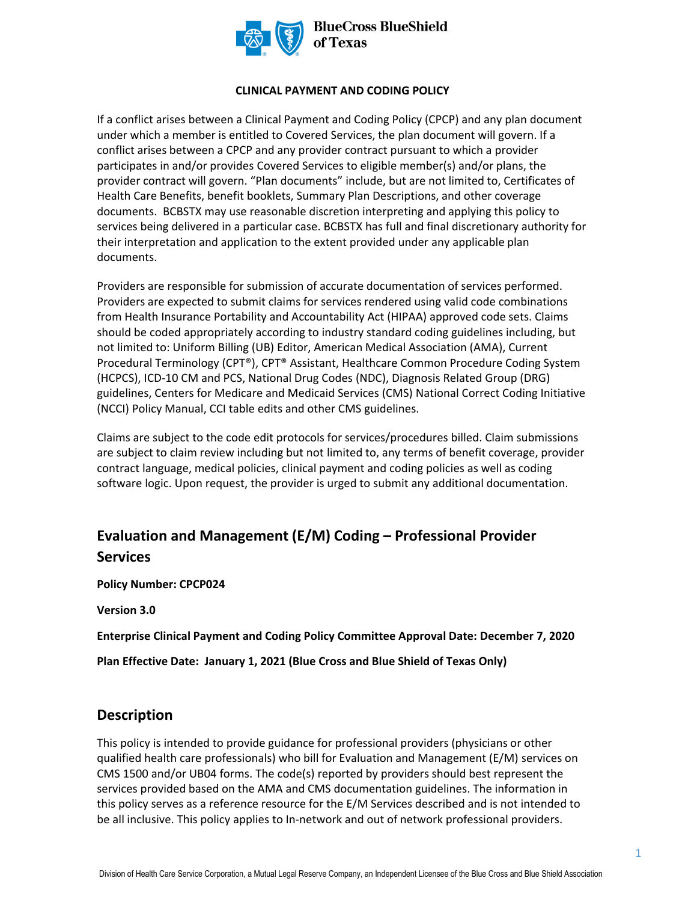BlueCross BlueShield of Texas

**CLINICAL PAYMENT AND CODING POLICY**

If a conflict arises between a Clinical Payment and Coding Policy (CPCP) and any plan document under which a member is entitled to Covered Services, the plan document will govern. If a conflict arises between a CPCP and any provider contract pursuant to which a provider participates in and/or provides Covered Services to eligible member(s) and/or plans, the provider contract will govern. "Plan documents" include, but are not limited to, Certificates of Health Care Benefits, benefit booklets, Summary Plan Descriptions, and other coverage documents. BCBSTX may use reasonable discretion interpreting and applying this policy to services being delivered in a particular case. BCBSTX has full and final discretionary authority for their interpretation and application to the extent provided under any applicable plan documents.

Providers are responsible for submission of accurate documentation of services performed. Providers are expected to submit claims for services rendered using valid code combinations from Health Insurance Portability and Accountability Act (HIPAA) approved code sets. Claims should be coded appropriately according to industry standard coding guidelines including, but not limited to: Uniform Billing (UB) Editor, American Medical Association (AMA), Current Procedural Terminology (CPT®), CPT® Assistant, Healthcare Common Procedure Coding System (HCPCS), ICD-10 CM and PCS, National Drug Codes (NDC), Diagnosis Related Group (DRG) guidelines, Centers for Medicare and Medicaid Services (CMS) National Correct Coding Initiative (NCCI) Policy Manual, CCI table edits and other CMS guidelines.

Claims are subject to the code edit protocols for services/procedures billed. Claim submissions are subject to claim review including but not limited to, any terms of benefit coverage, provider contract language, medical policies, clinical payment and coding policies as well as coding software logic. Upon request, the provider is urged to submit any additional documentation.

## Evaluation and Management (E/M) Coding – Professional Provider Services

**Policy Number: CPCP024**

**Version 3.0**

**Enterprise Clinical Payment and Coding Policy Committee Approval Date: December 7, 2020**

**Plan Effective Date: January 1, 2021 (Blue Cross and Blue Shield of Texas Only)**

## Description

This policy is intended to provide guidance for professional providers (physicians or other qualified health care professionals) who bill for Evaluation and Management (E/M) services on CMS 1500 and/or UB04 forms. The code(s) reported by providers should best represent the services provided based on the AMA and CMS documentation guidelines. The information in this policy serves as a reference resource for the E/M Services described and is not intended to be all inclusive. This policy applies to In-network and out of network professional providers.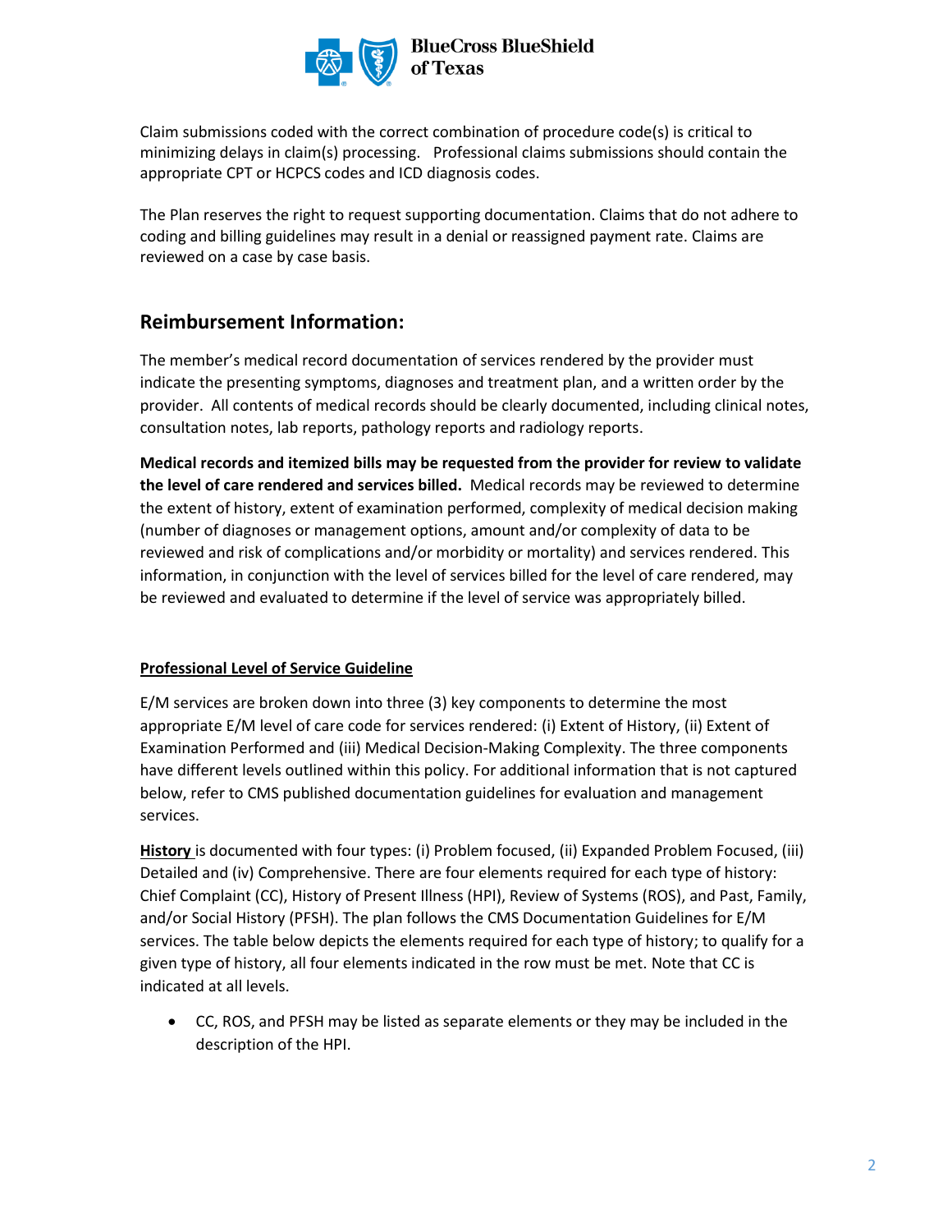Claim submissions coded with the correct combination of procedure code(s) is critical to minimizing delays in claim(s) processing. Professional claims submissions should contain the appropriate CPT or HCPCS codes and ICD diagnosis codes.

The Plan reserves the right to request supporting documentation. Claims that do not adhere to coding and billing guidelines may result in a denial or reassigned payment rate. Claims are reviewed on a case by case basis.

## Reimbursement Information:

The member's medical record documentation of services rendered by the provider must indicate the presenting symptoms, diagnoses and treatment plan, and a written order by the provider. All contents of medical records should be clearly documented, including clinical notes, consultation notes, lab reports, pathology reports and radiology reports.

**Medical records and itemized bills may be requested from the provider for review to validate the level of care rendered and services billed.** Medical records may be reviewed to determine the extent of history, extent of examination performed, complexity of medical decision making (number of diagnoses or management options, amount and/or complexity of data to be reviewed and risk of complications and/or morbidity or mortality) and services rendered. This information, in conjunction with the level of services billed for the level of care rendered, may be reviewed and evaluated to determine if the level of service was appropriately billed.

**Professional Level of Service Guideline**

E/M services are broken down into three (3) key components to determine the most appropriate E/M level of care code for services rendered: (i) Extent of History, (ii) Extent of Examination Performed and (iii) Medical Decision-Making Complexity. The three components have different levels outlined within this policy. For additional information that is not captured below, refer to CMS published documentation guidelines for evaluation and management services.

**History** is documented with four types: (i) Problem focused, (ii) Expanded Problem Focused, (iii) Detailed and (iv) Comprehensive. There are four elements required for each type of history: Chief Complaint (CC), History of Present Illness (HPI), Review of Systems (ROS), and Past, Family, and/or Social History (PFSH). The plan follows the CMS Documentation Guidelines for E/M services. The table below depicts the elements required for each type of history; to qualify for a given type of history, all four elements indicated in the row must be met. Note that CC is indicated at all levels.

- CC, ROS, and PFSH may be listed as separate elements or they may be included in the description of the HPI.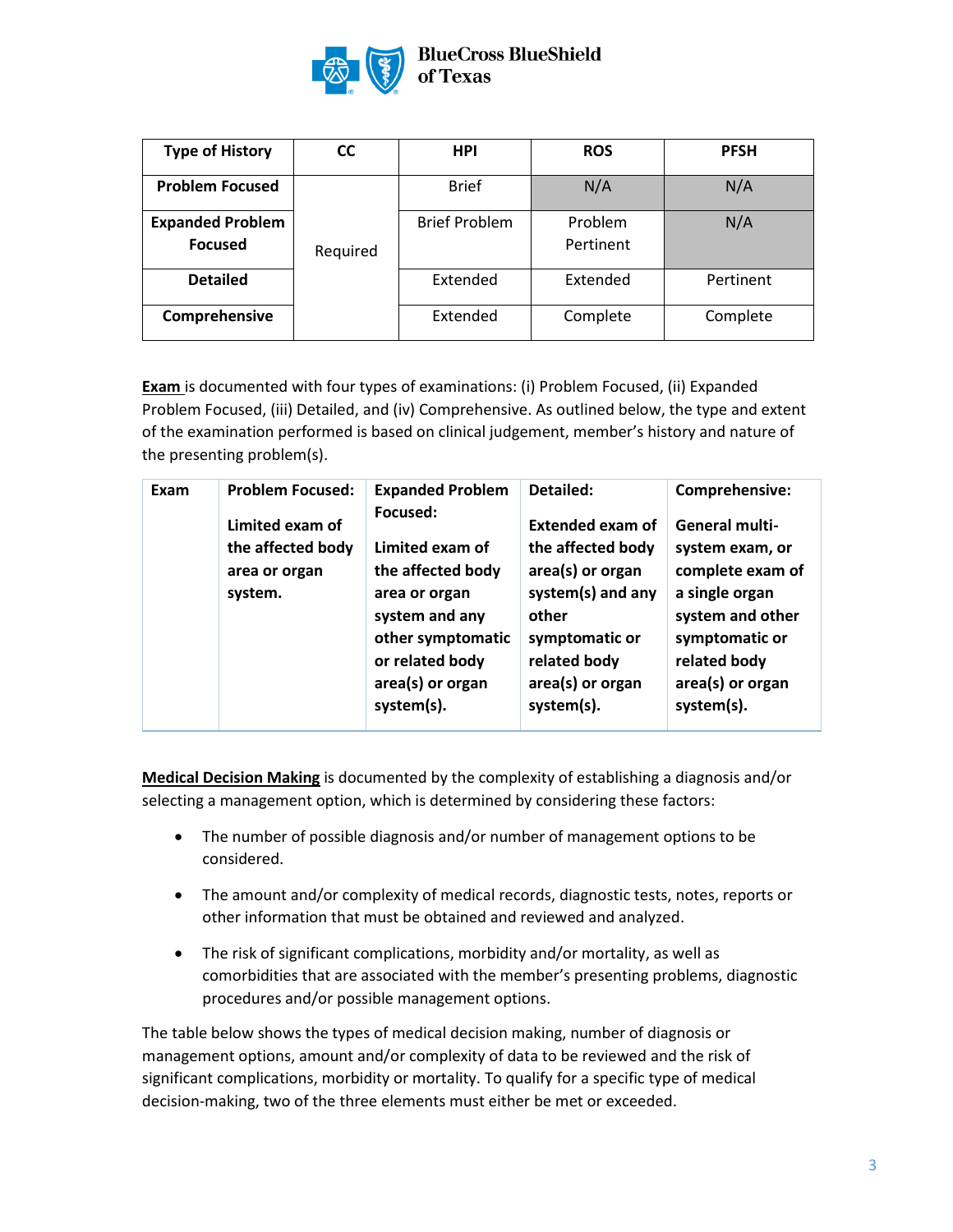| Type of History | CC | HPI | ROS | PFSH |
|---|---|---|---|---|
| **Problem Focused** | Required | Brief | N/A | N/A |
| **Expanded Problem Focused** | | Brief Problem | Problem Pertinent | N/A |
| **Detailed** | | Extended | Extended | Pertinent |
| **Comprehensive** | | Extended | Complete | Complete |

**Exam** is documented with four types of examinations: (i) Problem Focused, (ii) Expanded Problem Focused, (iii) Detailed, and (iv) Comprehensive. As outlined below, the type and extent of the examination performed is based on clinical judgement, member's history and nature of the presenting problem(s).

| Exam | Problem Focused: | Expanded Problem Focused: | Detailed: | Comprehensive: |
|---|---|---|---|---|
| | **Limited exam of the affected body area or organ system.** | **Limited exam of the affected body area or organ system and any other symptomatic or related body area(s) or organ system(s).** | **Extended exam of the affected body area(s) or organ system(s) and any other symptomatic or related body area(s) or organ system(s).** | **General multi-system exam, or complete exam of a single organ system and other symptomatic or related body area(s) or organ system(s).** |

**Medical Decision Making** is documented by the complexity of establishing a diagnosis and/or selecting a management option, which is determined by considering these factors:

- The number of possible diagnosis and/or number of management options to be considered.
- The amount and/or complexity of medical records, diagnostic tests, notes, reports or other information that must be obtained and reviewed and analyzed.
- The risk of significant complications, morbidity and/or mortality, as well as comorbidities that are associated with the member's presenting problems, diagnostic procedures and/or possible management options.

The table below shows the types of medical decision making, number of diagnosis or management options, amount and/or complexity of data to be reviewed and the risk of significant complications, morbidity or mortality. To qualify for a specific type of medical decision-making, two of the three elements must either be met or exceeded.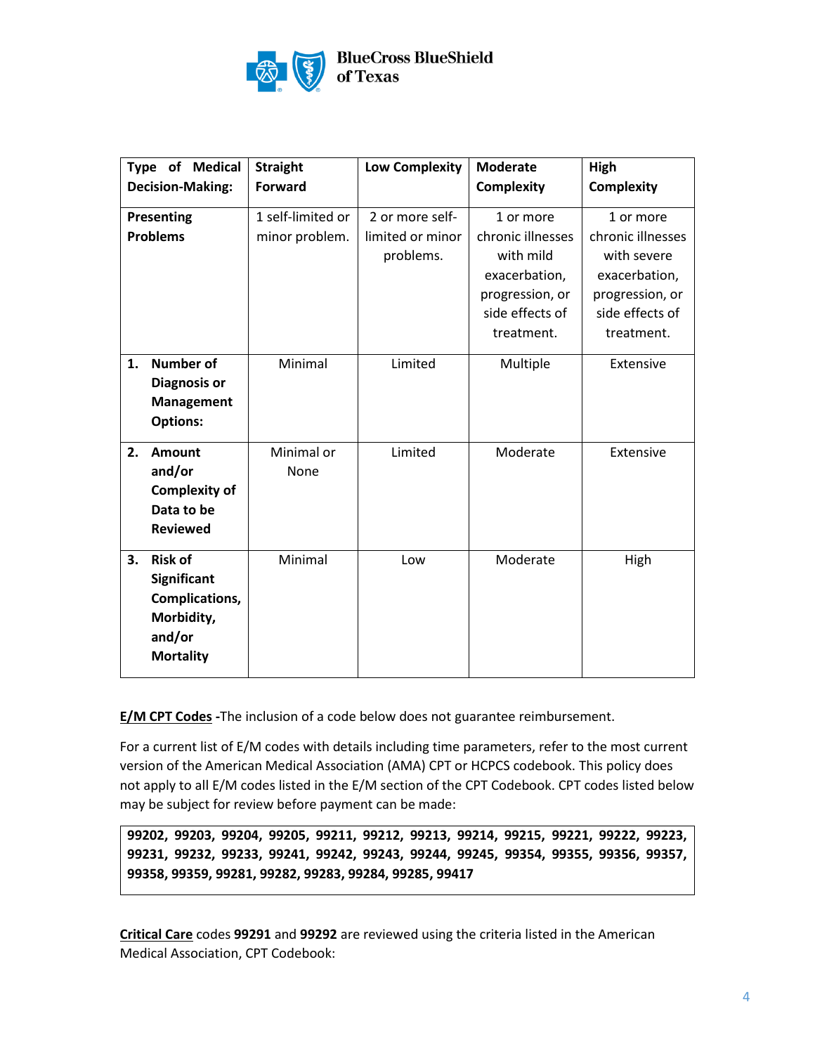| Type of Medical Decision-Making: | Straight Forward | Low Complexity | Moderate Complexity | High Complexity |
|---|---|---|---|---|
| **Presenting Problems** | 1 self-limited or minor problem. | 2 or more self-limited or minor problems. | 1 or more chronic illnesses with mild exacerbation, progression, or side effects of treatment. | 1 or more chronic illnesses with severe exacerbation, progression, or side effects of treatment. |
| **1. Number of Diagnosis or Management Options:** | Minimal | Limited | Multiple | Extensive |
| **2. Amount and/or Complexity of Data to be Reviewed** | Minimal or None | Limited | Moderate | Extensive |
| **3. Risk of Significant Complications, Morbidity, and/or Mortality** | Minimal | Low | Moderate | High |

**E/M CPT Codes** -The inclusion of a code below does not guarantee reimbursement.

For a current list of E/M codes with details including time parameters, refer to the most current version of the American Medical Association (AMA) CPT or HCPCS codebook. This policy does not apply to all E/M codes listed in the E/M section of the CPT Codebook. CPT codes listed below may be subject for review before payment can be made:

| **99202, 99203, 99204, 99205, 99211, 99212, 99213, 99214, 99215, 99221, 99222, 99223, 99231, 99232, 99233, 99241, 99242, 99243, 99244, 99245, 99354, 99355, 99356, 99357, 99358, 99359, 99281, 99282, 99283, 99284, 99285, 99417** |
|---|

**Critical Care** codes **99291** and **99292** are reviewed using the criteria listed in the American Medical Association, CPT Codebook: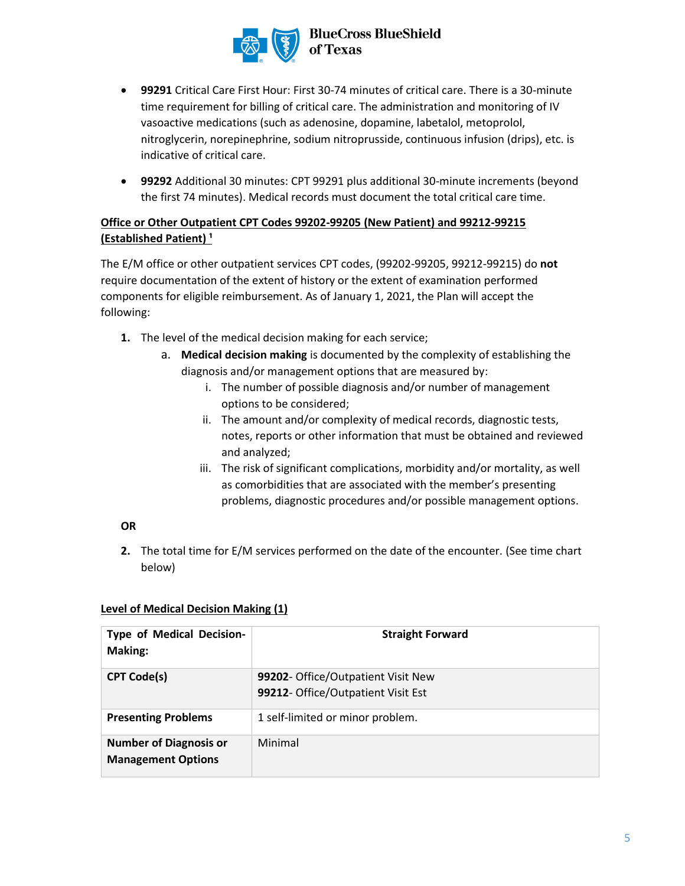- **99291** Critical Care First Hour: First 30-74 minutes of critical care. There is a 30-minute time requirement for billing of critical care. The administration and monitoring of IV vasoactive medications (such as adenosine, dopamine, labetalol, metoprolol, nitroglycerin, norepinephrine, sodium nitroprusside, continuous infusion (drips), etc. is indicative of critical care.

- **99292** Additional 30 minutes: CPT 99291 plus additional 30-minute increments (beyond the first 74 minutes). Medical records must document the total critical care time.

**Office or Other Outpatient CPT Codes 99202-99205 (New Patient) and 99212-99215 (Established Patient) [1]**

The E/M office or other outpatient services CPT codes, (99202-99205, 99212-99215) do **not** require documentation of the extent of history or the extent of examination performed components for eligible reimbursement. As of January 1, 2021, the Plan will accept the following:

1. The level of the medical decision making for each service;
   a. **Medical decision making** is documented by the complexity of establishing the diagnosis and/or management options that are measured by:
      i. The number of possible diagnosis and/or number of management options to be considered;
      ii. The amount and/or complexity of medical records, diagnostic tests, notes, reports or other information that must be obtained and reviewed and analyzed;
      iii. The risk of significant complications, morbidity and/or mortality, as well as comorbidities that are associated with the member's presenting problems, diagnostic procedures and/or possible management options.

**OR**

2. The total time for E/M services performed on the date of the encounter. (See time chart below)

**Level of Medical Decision Making (1)**

| **Type of Medical Decision-Making:** | **Straight Forward** |
|---|---|
| **CPT Code(s)** | **99202**- Office/Outpatient Visit New<br>**99212**- Office/Outpatient Visit Est |
| **Presenting Problems** | 1 self-limited or minor problem. |
| **Number of Diagnosis or Management Options** | Minimal |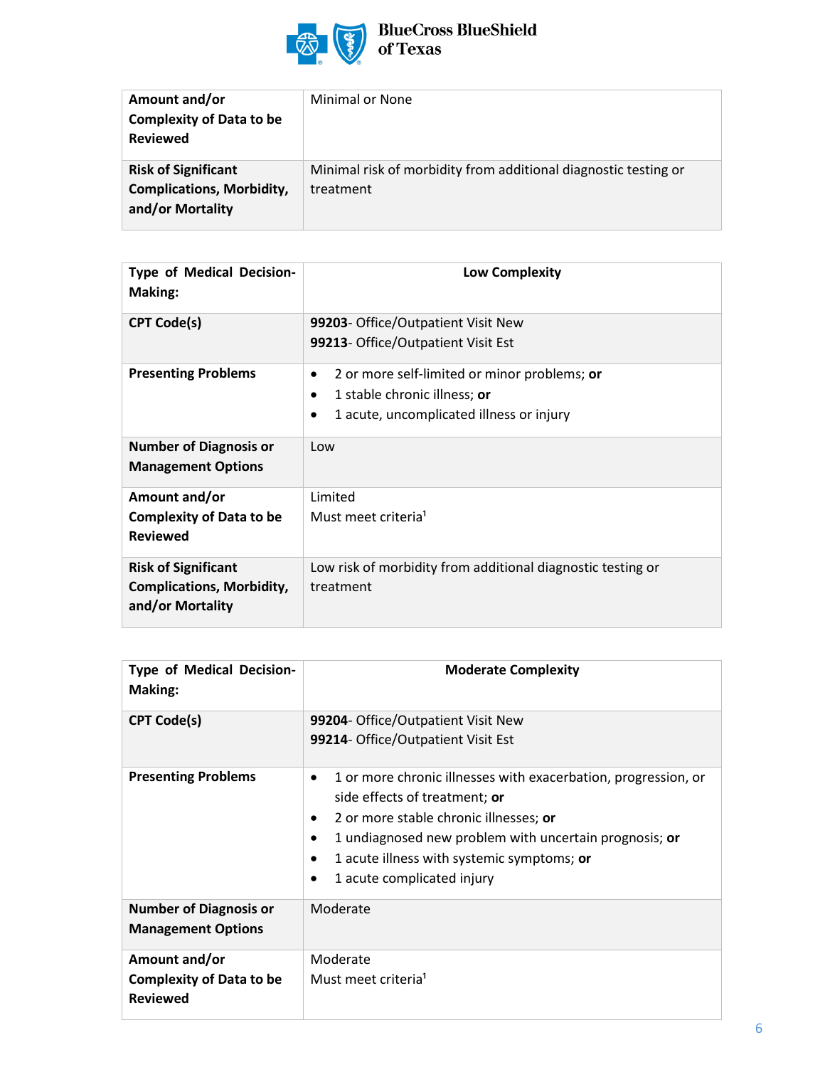| Amount and/or Complexity of Data to be Reviewed | Minimal or None |
|---|---|
| **Risk of Significant Complications, Morbidity, and/or Mortality** | Minimal risk of morbidity from additional diagnostic testing or treatment |

| Type of Medical Decision-Making: | Low Complexity |
|---|---|
| **CPT Code(s)** | **99203**- Office/Outpatient Visit New<br>**99213**- Office/Outpatient Visit Est |
| **Presenting Problems** | • 2 or more self-limited or minor problems; **or**<br>• 1 stable chronic illness; **or**<br>• 1 acute, uncomplicated illness or injury |
| **Number of Diagnosis or Management Options** | Low |
| **Amount and/or Complexity of Data to be Reviewed** | Limited<br>Must meet criteria[1] |
| **Risk of Significant Complications, Morbidity, and/or Mortality** | Low risk of morbidity from additional diagnostic testing or treatment |

| Type of Medical Decision-Making: | Moderate Complexity |
|---|---|
| **CPT Code(s)** | **99204**- Office/Outpatient Visit New<br>**99214**- Office/Outpatient Visit Est |
| **Presenting Problems** | • 1 or more chronic illnesses with exacerbation, progression, or side effects of treatment; **or**<br>• 2 or more stable chronic illnesses; **or**<br>• 1 undiagnosed new problem with uncertain prognosis; **or**<br>• 1 acute illness with systemic symptoms; **or**<br>• 1 acute complicated injury |
| **Number of Diagnosis or Management Options** | Moderate |
| **Amount and/or Complexity of Data to be Reviewed** | Moderate<br>Must meet criteria[1] |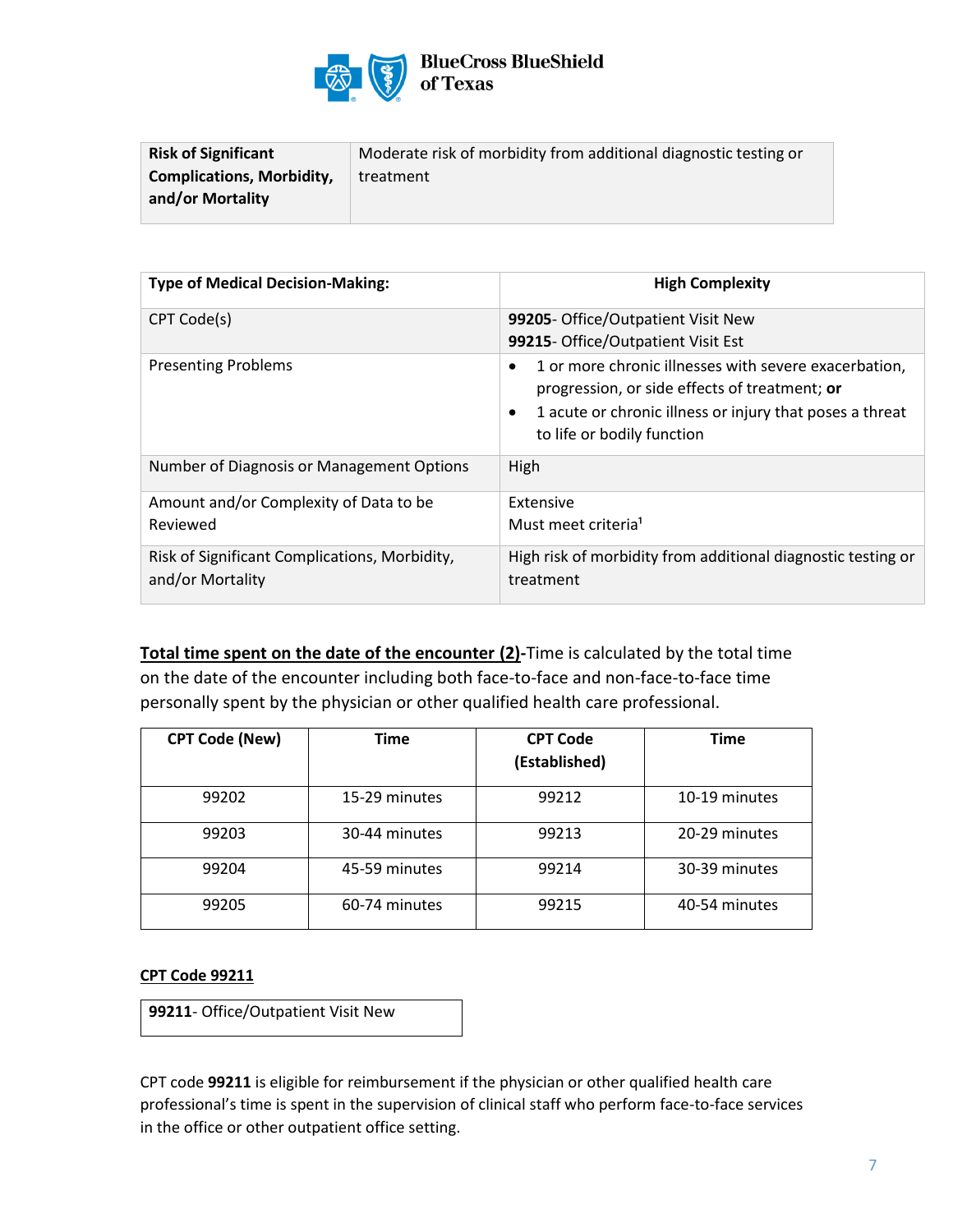| Risk of Significant Complications, Morbidity, and/or Mortality | Moderate risk of morbidity from additional diagnostic testing or treatment |
|---|---|

| Type of Medical Decision-Making: | High Complexity |
|---|---|
| CPT Code(s) | **99205**- Office/Outpatient Visit New<br>**99215**- Office/Outpatient Visit Est |
| Presenting Problems | • 1 or more chronic illnesses with severe exacerbation, progression, or side effects of treatment; **or**<br>• 1 acute or chronic illness or injury that poses a threat to life or bodily function |
| Number of Diagnosis or Management Options | High |
| Amount and/or Complexity of Data to be Reviewed | Extensive<br>Must meet criteria[1] |
| Risk of Significant Complications, Morbidity, and/or Mortality | High risk of morbidity from additional diagnostic testing or treatment |

**Total time spent on the date of the encounter (2)**-Time is calculated by the total time on the date of the encounter including both face-to-face and non-face-to-face time personally spent by the physician or other qualified health care professional.

| CPT Code (New) | Time | CPT Code (Established) | Time |
|---|---|---|---|
| 99202 | 15-29 minutes | 99212 | 10-19 minutes |
| 99203 | 30-44 minutes | 99213 | 20-29 minutes |
| 99204 | 45-59 minutes | 99214 | 30-39 minutes |
| 99205 | 60-74 minutes | 99215 | 40-54 minutes |

**CPT Code 99211**

| **99211**- Office/Outpatient Visit New |
|---|

CPT code **99211** is eligible for reimbursement if the physician or other qualified health care professional's time is spent in the supervision of clinical staff who perform face-to-face services in the office or other outpatient office setting.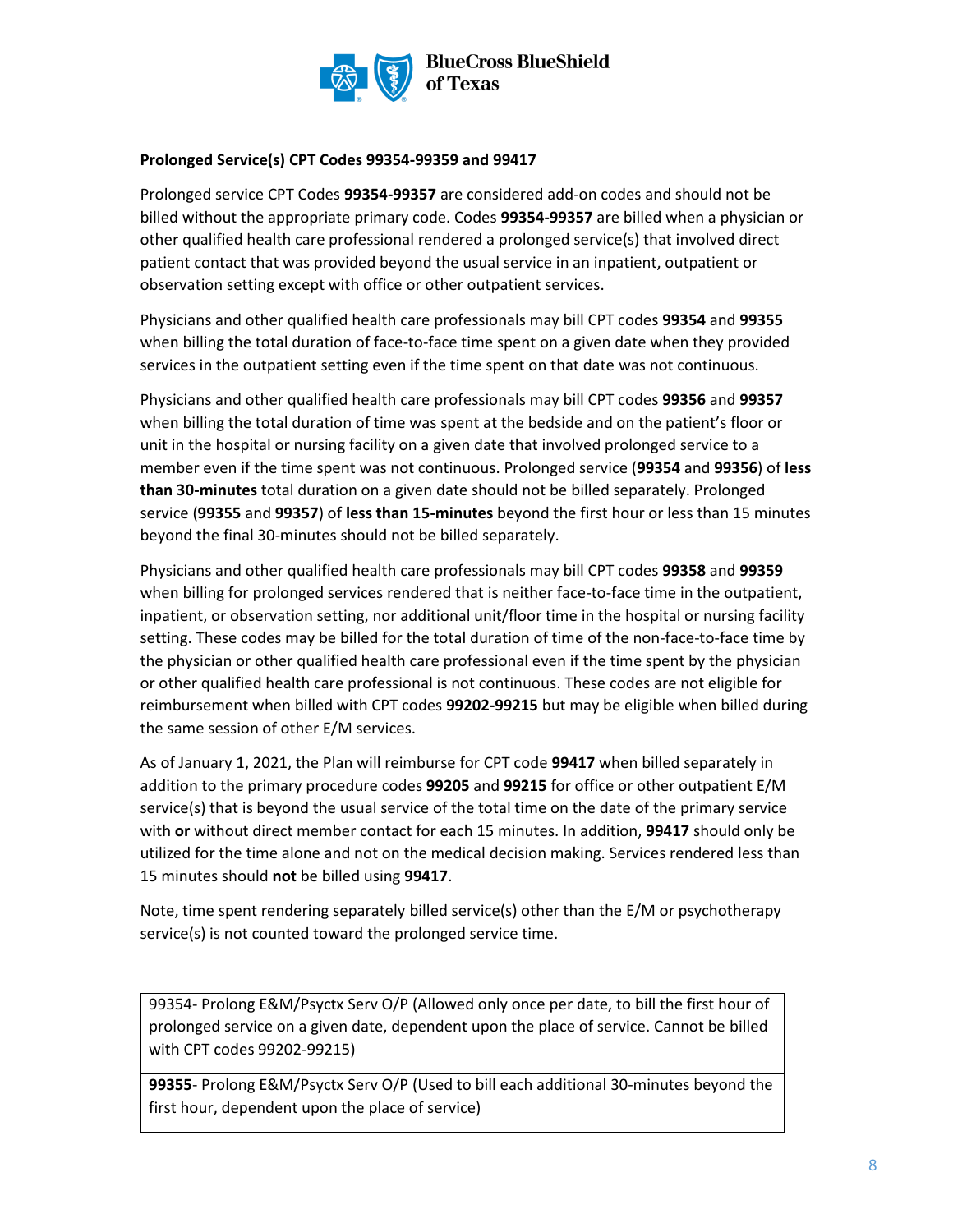**Prolonged Service(s) CPT Codes 99354-99359 and 99417**

Prolonged service CPT Codes **99354-99357** are considered add-on codes and should not be billed without the appropriate primary code. Codes **99354-99357** are billed when a physician or other qualified health care professional rendered a prolonged service(s) that involved direct patient contact that was provided beyond the usual service in an inpatient, outpatient or observation setting except with office or other outpatient services.

Physicians and other qualified health care professionals may bill CPT codes **99354** and **99355** when billing the total duration of face-to-face time spent on a given date when they provided services in the outpatient setting even if the time spent on that date was not continuous.

Physicians and other qualified health care professionals may bill CPT codes **99356** and **99357** when billing the total duration of time was spent at the bedside and on the patient's floor or unit in the hospital or nursing facility on a given date that involved prolonged service to a member even if the time spent was not continuous. Prolonged service (**99354** and **99356**) of **less than 30-minutes** total duration on a given date should not be billed separately. Prolonged service (**99355** and **99357**) of **less than 15-minutes** beyond the first hour or less than 15 minutes beyond the final 30-minutes should not be billed separately.

Physicians and other qualified health care professionals may bill CPT codes **99358** and **99359** when billing for prolonged services rendered that is neither face-to-face time in the outpatient, inpatient, or observation setting, nor additional unit/floor time in the hospital or nursing facility setting. These codes may be billed for the total duration of time of the non-face-to-face time by the physician or other qualified health care professional even if the time spent by the physician or other qualified health care professional is not continuous. These codes are not eligible for reimbursement when billed with CPT codes **99202-99215** but may be eligible when billed during the same session of other E/M services.

As of January 1, 2021, the Plan will reimburse for CPT code **99417** when billed separately in addition to the primary procedure codes **99205** and **99215** for office or other outpatient E/M service(s) that is beyond the usual service of the total time on the date of the primary service with **or** without direct member contact for each 15 minutes. In addition, **99417** should only be utilized for the time alone and not on the medical decision making. Services rendered less than 15 minutes should **not** be billed using **99417**.

Note, time spent rendering separately billed service(s) other than the E/M or psychotherapy service(s) is not counted toward the prolonged service time.

| |
|---|
| 99354- Prolong E&M/Psyctx Serv O/P (Allowed only once per date, to bill the first hour of prolonged service on a given date, dependent upon the place of service. Cannot be billed with CPT codes 99202-99215) |
| **99355**- Prolong E&M/Psyctx Serv O/P (Used to bill each additional 30-minutes beyond the first hour, dependent upon the place of service) |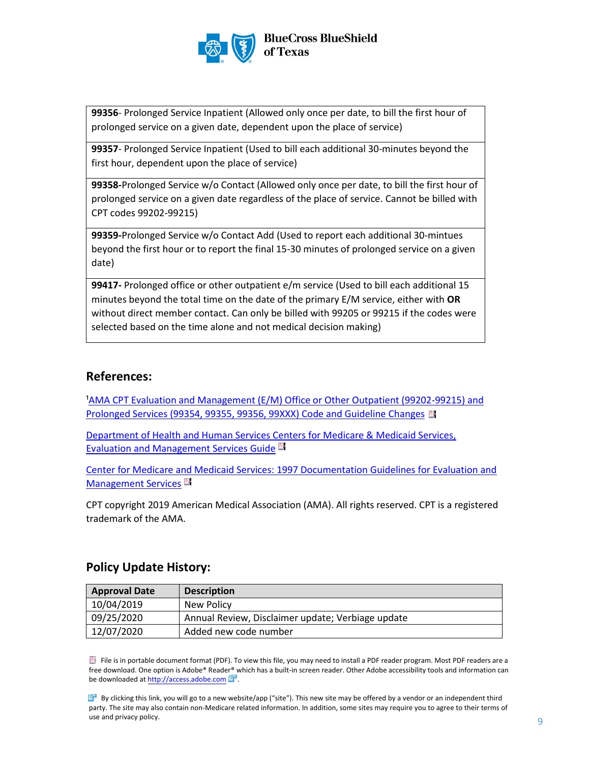| | |
|---|---|
| **99356**- Prolonged Service Inpatient (Allowed only once per date, to bill the first hour of prolonged service on a given date, dependent upon the place of service) | |
| **99357**- Prolonged Service Inpatient (Used to bill each additional 30-minutes beyond the first hour, dependent upon the place of service) | |
| **99358-**Prolonged Service w/o Contact (Allowed only once per date, to bill the first hour of prolonged service on a given date regardless of the place of service. Cannot be billed with CPT codes 99202-99215) | |
| **99359-**Prolonged Service w/o Contact Add (Used to report each additional 30-mintues beyond the first hour or to report the final 15-30 minutes of prolonged service on a given date) | |
| **99417-** Prolonged office or other outpatient e/m service (Used to bill each additional 15 minutes beyond the total time on the date of the primary E/M service, either with **OR** without direct member contact. Can only be billed with 99205 or 99215 if the codes were selected based on the time alone and not medical decision making) | |

## References:

[1]AMA CPT Evaluation and Management (E/M) Office or Other Outpatient (99202-99215) and Prolonged Services (99354, 99355, 99356, 99XXX) Code and Guideline Changes

Department of Health and Human Services Centers for Medicare & Medicaid Services, Evaluation and Management Services Guide

Center for Medicare and Medicaid Services: 1997 Documentation Guidelines for Evaluation and Management Services

CPT copyright 2019 American Medical Association (AMA). All rights reserved. CPT is a registered trademark of the AMA.

## Policy Update History:

| Approval Date | Description |
|---|---|
| 10/04/2019 | New Policy |
| 09/25/2020 | Annual Review, Disclaimer update; Verbiage update |
| 12/07/2020 | Added new code number |

File is in portable document format (PDF). To view this file, you may need to install a PDF reader program. Most PDF readers are a free download. One option is Adobe® Reader® which has a built-in screen reader. Other Adobe accessibility tools and information can be downloaded at http://access.adobe.com.

By clicking this link, you will go to a new website/app ("site"). This new site may be offered by a vendor or an independent third party. The site may also contain non-Medicare related information. In addition, some sites may require you to agree to their terms of use and privacy policy.